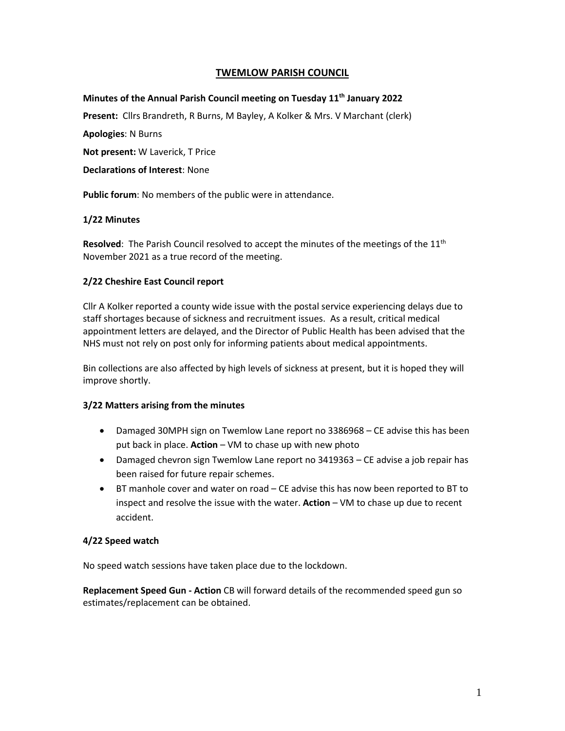# TWEMLOW PARISH COUNCIL

**Minutes of the Annual Parish Council meeting on Tuesday 11th January 2022**

**Present:** Cllrs Brandreth, R Burns, M Bayley, A Kolker & Mrs. V Marchant (clerk)

**Apologies**: N Burns

**Not present:** W Laverick, T Price

**Declarations of Interest**: None

**Public forum**: No members of the public were in attendance.

### 1/22 Minutes

**Resolved**: The Parish Council resolved to accept the minutes of the meetings of the 11th November 2021 as a true record of the meeting.

### 2/22 Cheshire East Council report

Cllr A Kolker reported a county wide issue with the postal service experiencing delays due to staff shortages because of sickness and recruitment issues. As a result, critical medical appointment letters are delayed, and the Director of Public Health has been advised that the NHS must not rely on post only for informing patients about medical appointments.

Bin collections are also affected by high levels of sickness at present, but it is hoped they will improve shortly.

### 3/22 Matters arising from the minutes

- Damaged 30MPH sign on Twemlow Lane report no 3386968 – CE advise this has been put back in place. **Action** – VM to chase up with new photo
- Damaged chevron sign Twemlow Lane report no 3419363 – CE advise a job repair has been raised for future repair schemes.
- BT manhole cover and water on road – CE advise this has now been reported to BT to inspect and resolve the issue with the water. **Action** – VM to chase up due to recent accident.

### 4/22 Speed watch

No speed watch sessions have taken place due to the lockdown.

**Replacement Speed Gun - Action** CB will forward details of the recommended speed gun so estimates/replacement can be obtained.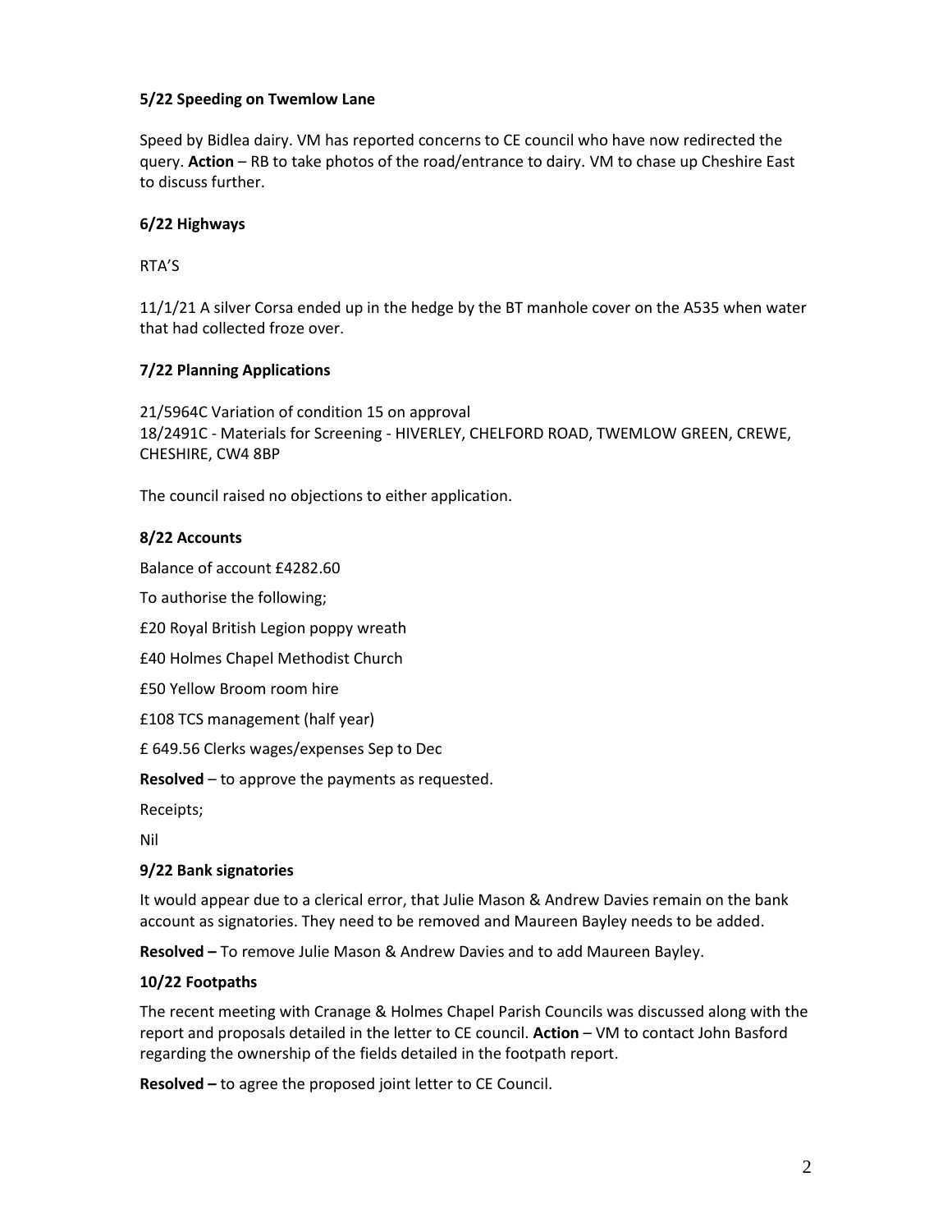**5/22 Speeding on Twemlow Lane**

Speed by Bidlea dairy. VM has reported concerns to CE council who have now redirected the query. **Action** – RB to take photos of the road/entrance to dairy. VM to chase up Cheshire East to discuss further.

**6/22 Highways**

RTA'S

11/1/21 A silver Corsa ended up in the hedge by the BT manhole cover on the A535 when water that had collected froze over.

**7/22 Planning Applications**

21/5964C Variation of condition 15 on approval
18/2491C - Materials for Screening - HIVERLEY, CHELFORD ROAD, TWEMLOW GREEN, CREWE, CHESHIRE, CW4 8BP

The council raised no objections to either application.

**8/22 Accounts**

Balance of account £4282.60

To authorise the following;

£20 Royal British Legion poppy wreath

£40 Holmes Chapel Methodist Church

£50 Yellow Broom room hire

£108 TCS management (half year)

£ 649.56 Clerks wages/expenses Sep to Dec

**Resolved** – to approve the payments as requested.

Receipts;

Nil

**9/22 Bank signatories**

It would appear due to a clerical error, that Julie Mason & Andrew Davies remain on the bank account as signatories. They need to be removed and Maureen Bayley needs to be added.

**Resolved –** To remove Julie Mason & Andrew Davies and to add Maureen Bayley.

**10/22 Footpaths**

The recent meeting with Cranage & Holmes Chapel Parish Councils was discussed along with the report and proposals detailed in the letter to CE council. **Action** – VM to contact John Basford regarding the ownership of the fields detailed in the footpath report.

**Resolved –** to agree the proposed joint letter to CE Council.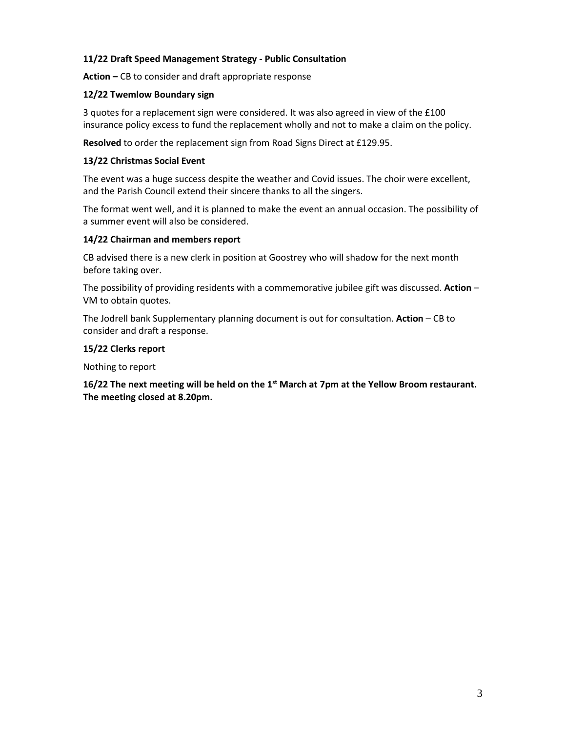**11/22 Draft Speed Management Strategy - Public Consultation**

**Action –** CB to consider and draft appropriate response

**12/22 Twemlow Boundary sign**

3 quotes for a replacement sign were considered. It was also agreed in view of the £100 insurance policy excess to fund the replacement wholly and not to make a claim on the policy.

**Resolved** to order the replacement sign from Road Signs Direct at £129.95.

**13/22 Christmas Social Event**

The event was a huge success despite the weather and Covid issues. The choir were excellent, and the Parish Council extend their sincere thanks to all the singers.

The format went well, and it is planned to make the event an annual occasion. The possibility of a summer event will also be considered.

**14/22 Chairman and members report**

CB advised there is a new clerk in position at Goostrey who will shadow for the next month before taking over.

The possibility of providing residents with a commemorative jubilee gift was discussed. **Action** – VM to obtain quotes.

The Jodrell bank Supplementary planning document is out for consultation. **Action** – CB to consider and draft a response.

**15/22 Clerks report**

Nothing to report

**16/22 The next meeting will be held on the 1st March at 7pm at the Yellow Broom restaurant. The meeting closed at 8.20pm.**